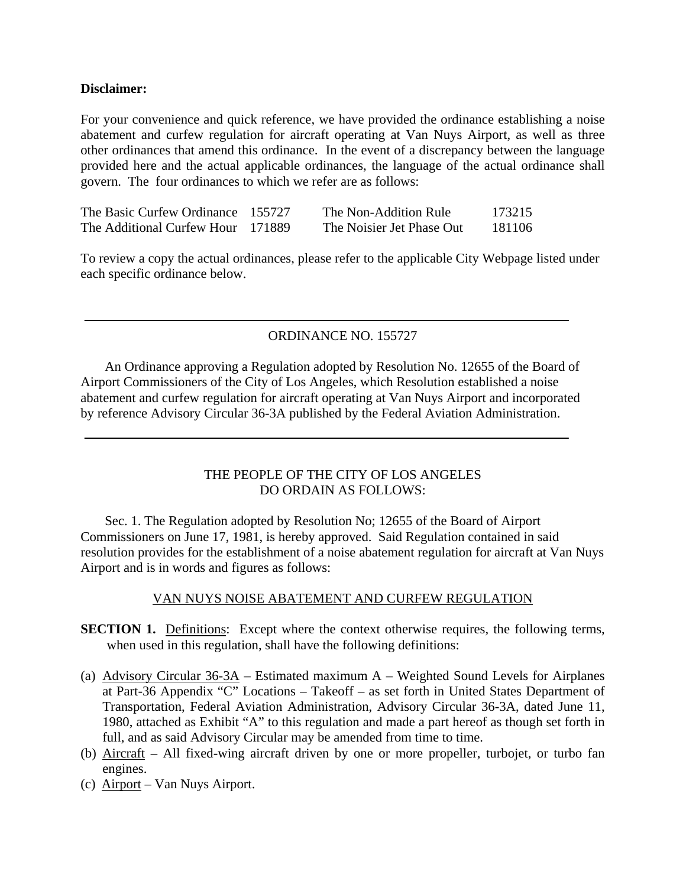**Disclaimer:**

For your convenience and quick reference, we have provided the ordinance establishing a noise abatement and curfew regulation for aircraft operating at Van Nuys Airport, as well as three other ordinances that amend this ordinance. In the event of a discrepancy between the language provided here and the actual applicable ordinances, the language of the actual ordinance shall govern. The four ordinances to which we refer are as follows:

| | | | |
|---|---|---|---|
| The Basic Curfew Ordinance | 155727 | The Non-Addition Rule | 173215 |
| The Additional Curfew Hour | 171889 | The Noisier Jet Phase Out | 181106 |

To review a copy the actual ordinances, please refer to the applicable City Webpage listed under each specific ordinance below.

---

ORDINANCE NO. 155727

An Ordinance approving a Regulation adopted by Resolution No. 12655 of the Board of Airport Commissioners of the City of Los Angeles, which Resolution established a noise abatement and curfew regulation for aircraft operating at Van Nuys Airport and incorporated by reference Advisory Circular 36-3A published by the Federal Aviation Administration.

---

THE PEOPLE OF THE CITY OF LOS ANGELES
DO ORDAIN AS FOLLOWS:

Sec. 1. The Regulation adopted by Resolution No; 12655 of the Board of Airport Commissioners on June 17, 1981, is hereby approved. Said Regulation contained in said resolution provides for the establishment of a noise abatement regulation for aircraft at Van Nuys Airport and is in words and figures as follows:

VAN NUYS NOISE ABATEMENT AND CURFEW REGULATION

**SECTION 1.** Definitions: Except where the context otherwise requires, the following terms, when used in this regulation, shall have the following definitions:

(a) Advisory Circular 36-3A – Estimated maximum A – Weighted Sound Levels for Airplanes at Part-36 Appendix "C" Locations – Takeoff – as set forth in United States Department of Transportation, Federal Aviation Administration, Advisory Circular 36-3A, dated June 11, 1980, attached as Exhibit "A" to this regulation and made a part hereof as though set forth in full, and as said Advisory Circular may be amended from time to time.

(b) Aircraft – All fixed-wing aircraft driven by one or more propeller, turbojet, or turbo fan engines.

(c) Airport – Van Nuys Airport.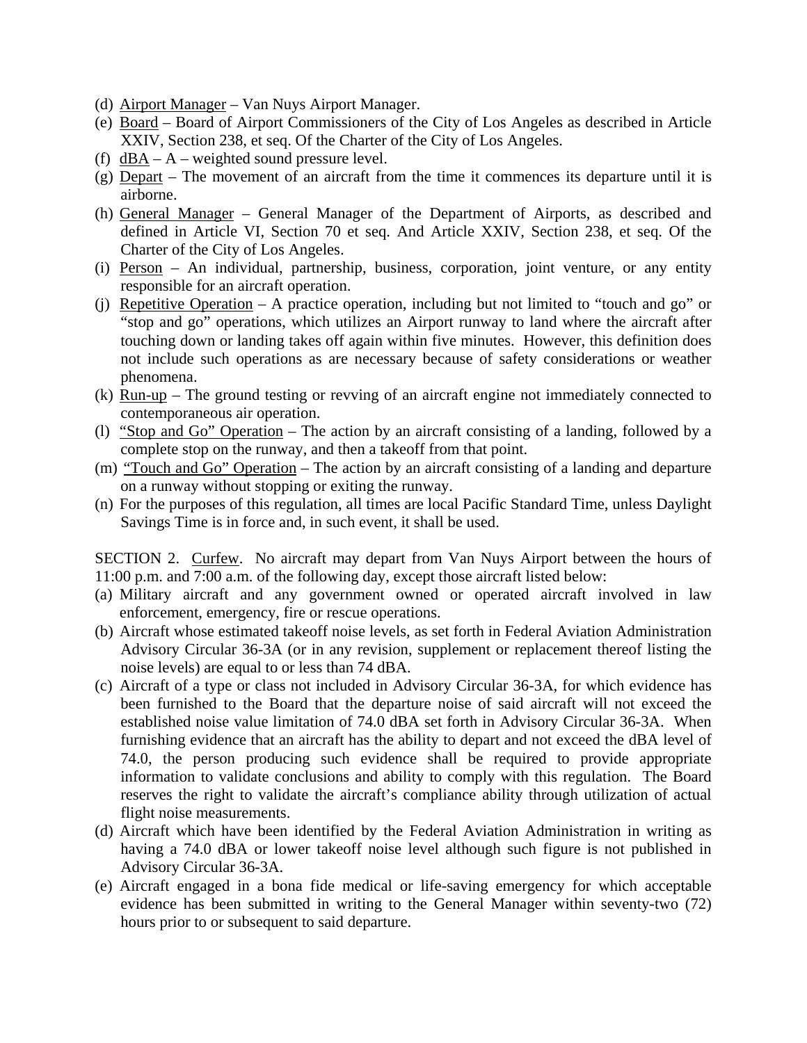(d) <u>Airport Manager</u> – Van Nuys Airport Manager.

(e) <u>Board</u> – Board of Airport Commissioners of the City of Los Angeles as described in Article XXIV, Section 238, et seq. Of the Charter of the City of Los Angeles.

(f) <u>dBA</u> – A – weighted sound pressure level.

(g) <u>Depart</u> – The movement of an aircraft from the time it commences its departure until it is airborne.

(h) <u>General Manager</u> – General Manager of the Department of Airports, as described and defined in Article VI, Section 70 et seq. And Article XXIV, Section 238, et seq. Of the Charter of the City of Los Angeles.

(i) <u>Person</u> – An individual, partnership, business, corporation, joint venture, or any entity responsible for an aircraft operation.

(j) <u>Repetitive Operation</u> – A practice operation, including but not limited to "touch and go" or "stop and go" operations, which utilizes an Airport runway to land where the aircraft after touching down or landing takes off again within five minutes. However, this definition does not include such operations as are necessary because of safety considerations or weather phenomena.

(k) <u>Run-up</u> – The ground testing or revving of an aircraft engine not immediately connected to contemporaneous air operation.

(l) <u>"Stop and Go" Operation</u> – The action by an aircraft consisting of a landing, followed by a complete stop on the runway, and then a takeoff from that point.

(m) <u>"Touch and Go" Operation</u> – The action by an aircraft consisting of a landing and departure on a runway without stopping or exiting the runway.

(n) For the purposes of this regulation, all times are local Pacific Standard Time, unless Daylight Savings Time is in force and, in such event, it shall be used.

SECTION 2. <u>Curfew</u>. No aircraft may depart from Van Nuys Airport between the hours of 11:00 p.m. and 7:00 a.m. of the following day, except those aircraft listed below:

(a) Military aircraft and any government owned or operated aircraft involved in law enforcement, emergency, fire or rescue operations.

(b) Aircraft whose estimated takeoff noise levels, as set forth in Federal Aviation Administration Advisory Circular 36-3A (or in any revision, supplement or replacement thereof listing the noise levels) are equal to or less than 74 dBA.

(c) Aircraft of a type or class not included in Advisory Circular 36-3A, for which evidence has been furnished to the Board that the departure noise of said aircraft will not exceed the established noise value limitation of 74.0 dBA set forth in Advisory Circular 36-3A. When furnishing evidence that an aircraft has the ability to depart and not exceed the dBA level of 74.0, the person producing such evidence shall be required to provide appropriate information to validate conclusions and ability to comply with this regulation. The Board reserves the right to validate the aircraft's compliance ability through utilization of actual flight noise measurements.

(d) Aircraft which have been identified by the Federal Aviation Administration in writing as having a 74.0 dBA or lower takeoff noise level although such figure is not published in Advisory Circular 36-3A.

(e) Aircraft engaged in a bona fide medical or life-saving emergency for which acceptable evidence has been submitted in writing to the General Manager within seventy-two (72) hours prior to or subsequent to said departure.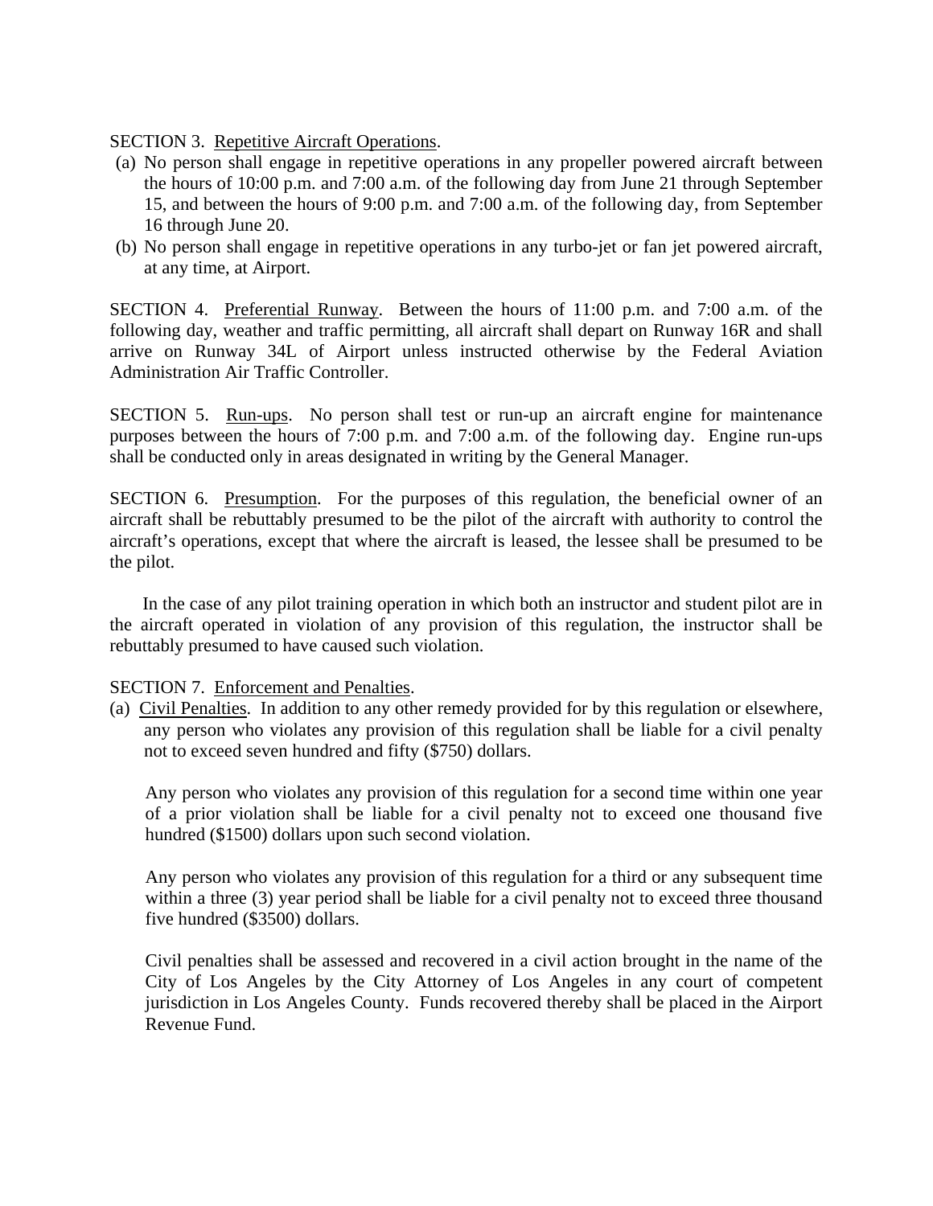SECTION 3. Repetitive Aircraft Operations.

(a) No person shall engage in repetitive operations in any propeller powered aircraft between the hours of 10:00 p.m. and 7:00 a.m. of the following day from June 21 through September 15, and between the hours of 9:00 p.m. and 7:00 a.m. of the following day, from September 16 through June 20.

(b) No person shall engage in repetitive operations in any turbo-jet or fan jet powered aircraft, at any time, at Airport.

SECTION 4. Preferential Runway. Between the hours of 11:00 p.m. and 7:00 a.m. of the following day, weather and traffic permitting, all aircraft shall depart on Runway 16R and shall arrive on Runway 34L of Airport unless instructed otherwise by the Federal Aviation Administration Air Traffic Controller.

SECTION 5. Run-ups. No person shall test or run-up an aircraft engine for maintenance purposes between the hours of 7:00 p.m. and 7:00 a.m. of the following day. Engine run-ups shall be conducted only in areas designated in writing by the General Manager.

SECTION 6. Presumption. For the purposes of this regulation, the beneficial owner of an aircraft shall be rebuttably presumed to be the pilot of the aircraft with authority to control the aircraft's operations, except that where the aircraft is leased, the lessee shall be presumed to be the pilot.

In the case of any pilot training operation in which both an instructor and student pilot are in the aircraft operated in violation of any provision of this regulation, the instructor shall be rebuttably presumed to have caused such violation.

SECTION 7. Enforcement and Penalties.

(a) Civil Penalties. In addition to any other remedy provided for by this regulation or elsewhere, any person who violates any provision of this regulation shall be liable for a civil penalty not to exceed seven hundred and fifty ($750) dollars.

Any person who violates any provision of this regulation for a second time within one year of a prior violation shall be liable for a civil penalty not to exceed one thousand five hundred ($1500) dollars upon such second violation.

Any person who violates any provision of this regulation for a third or any subsequent time within a three (3) year period shall be liable for a civil penalty not to exceed three thousand five hundred ($3500) dollars.

Civil penalties shall be assessed and recovered in a civil action brought in the name of the City of Los Angeles by the City Attorney of Los Angeles in any court of competent jurisdiction in Los Angeles County. Funds recovered thereby shall be placed in the Airport Revenue Fund.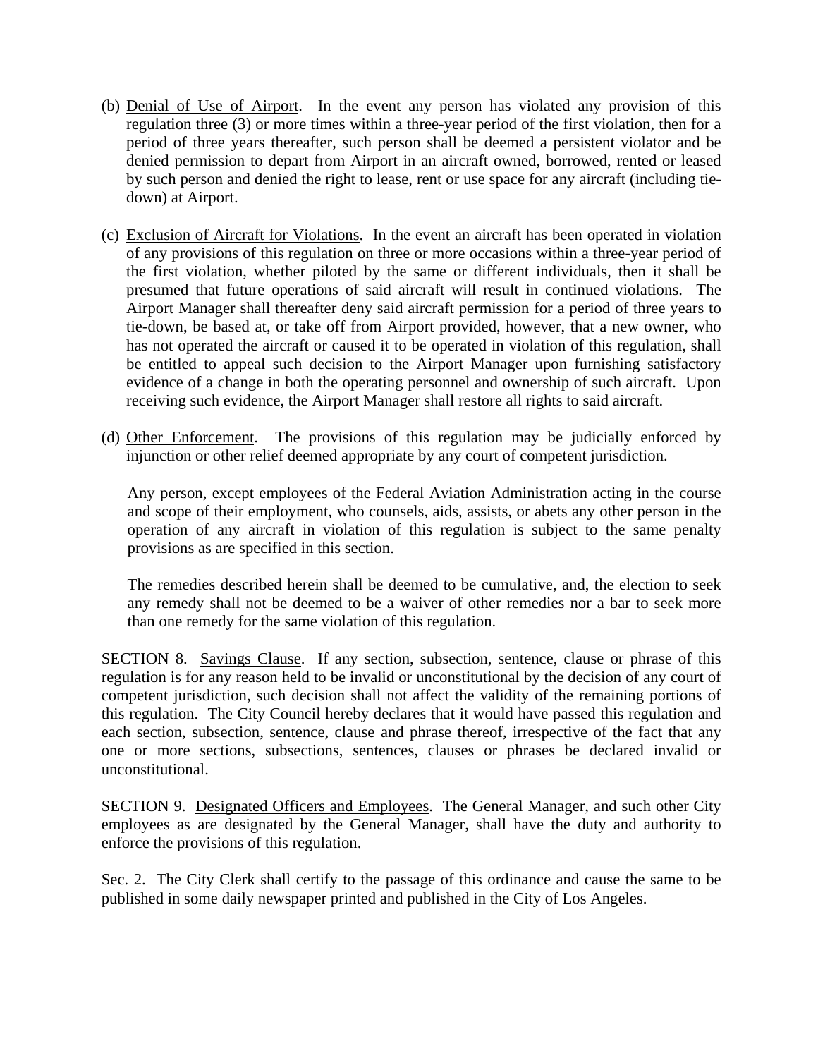(b) Denial of Use of Airport. In the event any person has violated any provision of this regulation three (3) or more times within a three-year period of the first violation, then for a period of three years thereafter, such person shall be deemed a persistent violator and be denied permission to depart from Airport in an aircraft owned, borrowed, rented or leased by such person and denied the right to lease, rent or use space for any aircraft (including tie-down) at Airport.

(c) Exclusion of Aircraft for Violations. In the event an aircraft has been operated in violation of any provisions of this regulation on three or more occasions within a three-year period of the first violation, whether piloted by the same or different individuals, then it shall be presumed that future operations of said aircraft will result in continued violations. The Airport Manager shall thereafter deny said aircraft permission for a period of three years to tie-down, be based at, or take off from Airport provided, however, that a new owner, who has not operated the aircraft or caused it to be operated in violation of this regulation, shall be entitled to appeal such decision to the Airport Manager upon furnishing satisfactory evidence of a change in both the operating personnel and ownership of such aircraft. Upon receiving such evidence, the Airport Manager shall restore all rights to said aircraft.

(d) Other Enforcement. The provisions of this regulation may be judicially enforced by injunction or other relief deemed appropriate by any court of competent jurisdiction.

Any person, except employees of the Federal Aviation Administration acting in the course and scope of their employment, who counsels, aids, assists, or abets any other person in the operation of any aircraft in violation of this regulation is subject to the same penalty provisions as are specified in this section.

The remedies described herein shall be deemed to be cumulative, and, the election to seek any remedy shall not be deemed to be a waiver of other remedies nor a bar to seek more than one remedy for the same violation of this regulation.

SECTION 8. Savings Clause. If any section, subsection, sentence, clause or phrase of this regulation is for any reason held to be invalid or unconstitutional by the decision of any court of competent jurisdiction, such decision shall not affect the validity of the remaining portions of this regulation. The City Council hereby declares that it would have passed this regulation and each section, subsection, sentence, clause and phrase thereof, irrespective of the fact that any one or more sections, subsections, sentences, clauses or phrases be declared invalid or unconstitutional.

SECTION 9. Designated Officers and Employees. The General Manager, and such other City employees as are designated by the General Manager, shall have the duty and authority to enforce the provisions of this regulation.

Sec. 2. The City Clerk shall certify to the passage of this ordinance and cause the same to be published in some daily newspaper printed and published in the City of Los Angeles.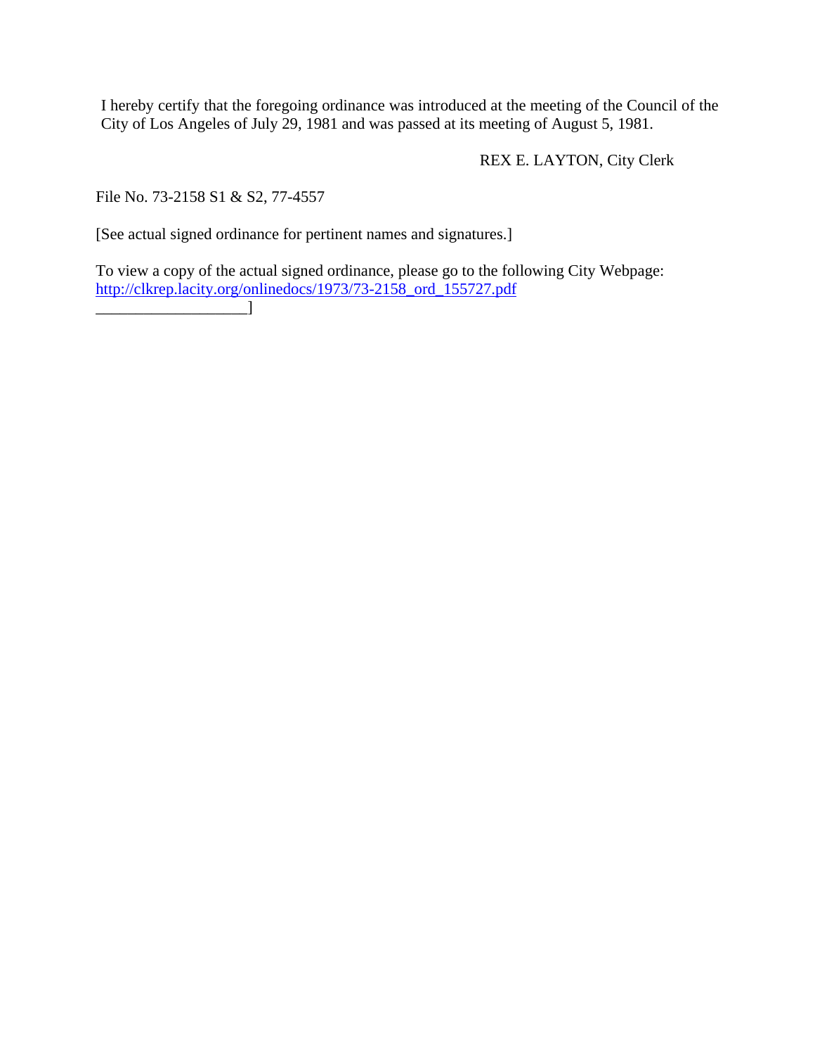I hereby certify that the foregoing ordinance was introduced at the meeting of the Council of the City of Los Angeles of July 29, 1981 and was passed at its meeting of August 5, 1981.

REX E. LAYTON, City Clerk

File No. 73-2158 S1 & S2, 77-4557

[See actual signed ordinance for pertinent names and signatures.]

To view a copy of the actual signed ordinance, please go to the following City Webpage: http://clkrep.lacity.org/onlinedocs/1973/73-2158_ord_155727.pdf
___________________]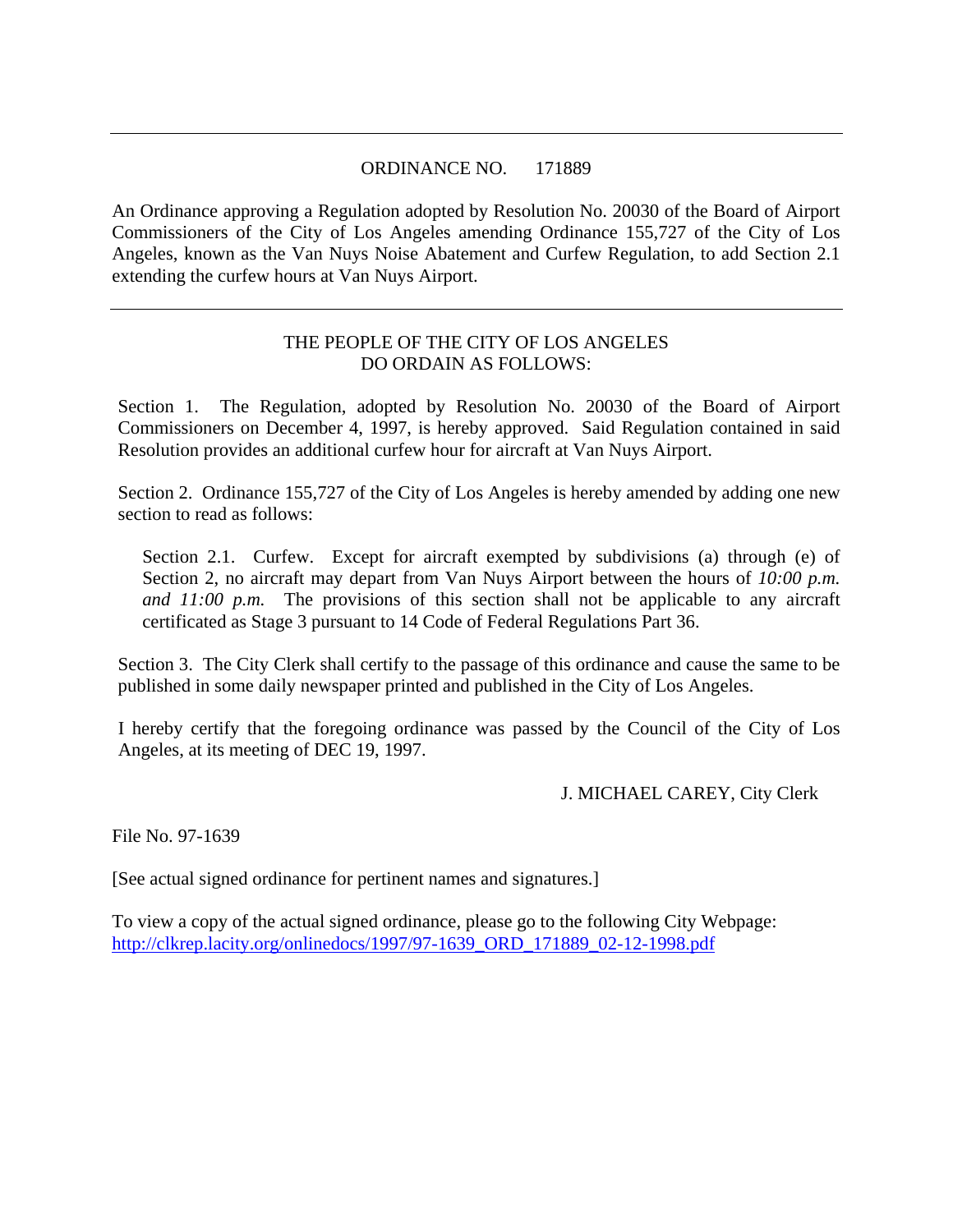---

ORDINANCE NO. 171889

An Ordinance approving a Regulation adopted by Resolution No. 20030 of the Board of Airport Commissioners of the City of Los Angeles amending Ordinance 155,727 of the City of Los Angeles, known as the Van Nuys Noise Abatement and Curfew Regulation, to add Section 2.1 extending the curfew hours at Van Nuys Airport.

---

THE PEOPLE OF THE CITY OF LOS ANGELES
DO ORDAIN AS FOLLOWS:

Section 1. The Regulation, adopted by Resolution No. 20030 of the Board of Airport Commissioners on December 4, 1997, is hereby approved. Said Regulation contained in said Resolution provides an additional curfew hour for aircraft at Van Nuys Airport.

Section 2. Ordinance 155,727 of the City of Los Angeles is hereby amended by adding one new section to read as follows:

> Section 2.1. Curfew. Except for aircraft exempted by subdivisions (a) through (e) of Section 2, no aircraft may depart from Van Nuys Airport between the hours of *10:00 p.m. and 11:00 p.m.* The provisions of this section shall not be applicable to any aircraft certificated as Stage 3 pursuant to 14 Code of Federal Regulations Part 36.

Section 3. The City Clerk shall certify to the passage of this ordinance and cause the same to be published in some daily newspaper printed and published in the City of Los Angeles.

I hereby certify that the foregoing ordinance was passed by the Council of the City of Los Angeles, at its meeting of DEC 19, 1997.

J. MICHAEL CAREY, City Clerk

File No. 97-1639

[See actual signed ordinance for pertinent names and signatures.]

To view a copy of the actual signed ordinance, please go to the following City Webpage:
http://clkrep.lacity.org/onlinedocs/1997/97-1639_ORD_171889_02-12-1998.pdf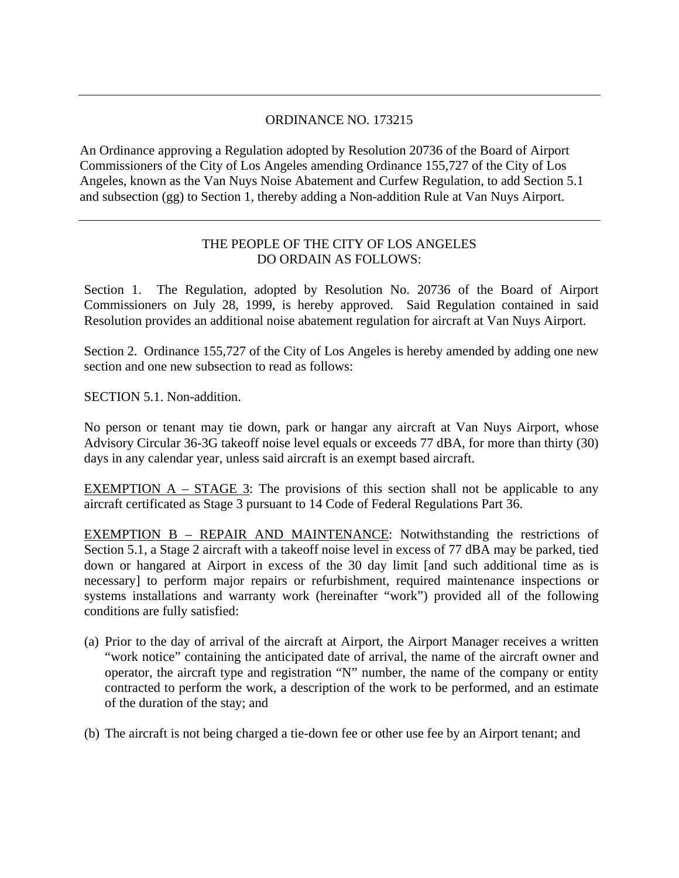---

ORDINANCE NO. 173215

An Ordinance approving a Regulation adopted by Resolution 20736 of the Board of Airport Commissioners of the City of Los Angeles amending Ordinance 155,727 of the City of Los Angeles, known as the Van Nuys Noise Abatement and Curfew Regulation, to add Section 5.1 and subsection (gg) to Section 1, thereby adding a Non-addition Rule at Van Nuys Airport.

---

THE PEOPLE OF THE CITY OF LOS ANGELES
DO ORDAIN AS FOLLOWS:

Section 1. The Regulation, adopted by Resolution No. 20736 of the Board of Airport Commissioners on July 28, 1999, is hereby approved. Said Regulation contained in said Resolution provides an additional noise abatement regulation for aircraft at Van Nuys Airport.

Section 2. Ordinance 155,727 of the City of Los Angeles is hereby amended by adding one new section and one new subsection to read as follows:

SECTION 5.1. Non-addition.

No person or tenant may tie down, park or hangar any aircraft at Van Nuys Airport, whose Advisory Circular 36-3G takeoff noise level equals or exceeds 77 dBA, for more than thirty (30) days in any calendar year, unless said aircraft is an exempt based aircraft.

EXEMPTION A – STAGE 3: The provisions of this section shall not be applicable to any aircraft certificated as Stage 3 pursuant to 14 Code of Federal Regulations Part 36.

EXEMPTION B – REPAIR AND MAINTENANCE: Notwithstanding the restrictions of Section 5.1, a Stage 2 aircraft with a takeoff noise level in excess of 77 dBA may be parked, tied down or hangared at Airport in excess of the 30 day limit [and such additional time as is necessary] to perform major repairs or refurbishment, required maintenance inspections or systems installations and warranty work (hereinafter "work") provided all of the following conditions are fully satisfied:

(a) Prior to the day of arrival of the aircraft at Airport, the Airport Manager receives a written "work notice" containing the anticipated date of arrival, the name of the aircraft owner and operator, the aircraft type and registration "N" number, the name of the company or entity contracted to perform the work, a description of the work to be performed, and an estimate of the duration of the stay; and

(b) The aircraft is not being charged a tie-down fee or other use fee by an Airport tenant; and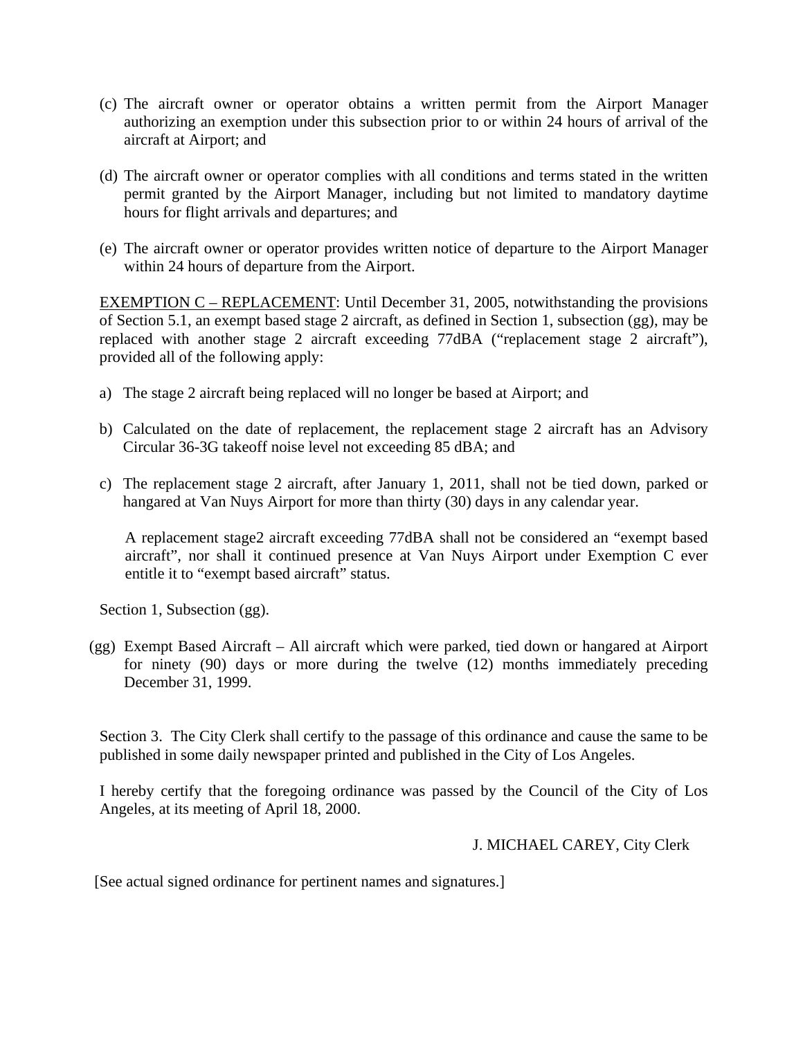(c) The aircraft owner or operator obtains a written permit from the Airport Manager authorizing an exemption under this subsection prior to or within 24 hours of arrival of the aircraft at Airport; and

(d) The aircraft owner or operator complies with all conditions and terms stated in the written permit granted by the Airport Manager, including but not limited to mandatory daytime hours for flight arrivals and departures; and

(e) The aircraft owner or operator provides written notice of departure to the Airport Manager within 24 hours of departure from the Airport.

<u>EXEMPTION C – REPLACEMENT</u>: Until December 31, 2005, notwithstanding the provisions of Section 5.1, an exempt based stage 2 aircraft, as defined in Section 1, subsection (gg), may be replaced with another stage 2 aircraft exceeding 77dBA ("replacement stage 2 aircraft"), provided all of the following apply:

a) The stage 2 aircraft being replaced will no longer be based at Airport; and

b) Calculated on the date of replacement, the replacement stage 2 aircraft has an Advisory Circular 36-3G takeoff noise level not exceeding 85 dBA; and

c) The replacement stage 2 aircraft, after January 1, 2011, shall not be tied down, parked or hangared at Van Nuys Airport for more than thirty (30) days in any calendar year.

A replacement stage2 aircraft exceeding 77dBA shall not be considered an "exempt based aircraft", nor shall it continued presence at Van Nuys Airport under Exemption C ever entitle it to "exempt based aircraft" status.

Section 1, Subsection (gg).

(gg) Exempt Based Aircraft – All aircraft which were parked, tied down or hangared at Airport for ninety (90) days or more during the twelve (12) months immediately preceding December 31, 1999.

Section 3. The City Clerk shall certify to the passage of this ordinance and cause the same to be published in some daily newspaper printed and published in the City of Los Angeles.

I hereby certify that the foregoing ordinance was passed by the Council of the City of Los Angeles, at its meeting of April 18, 2000.

J. MICHAEL CAREY, City Clerk

[See actual signed ordinance for pertinent names and signatures.]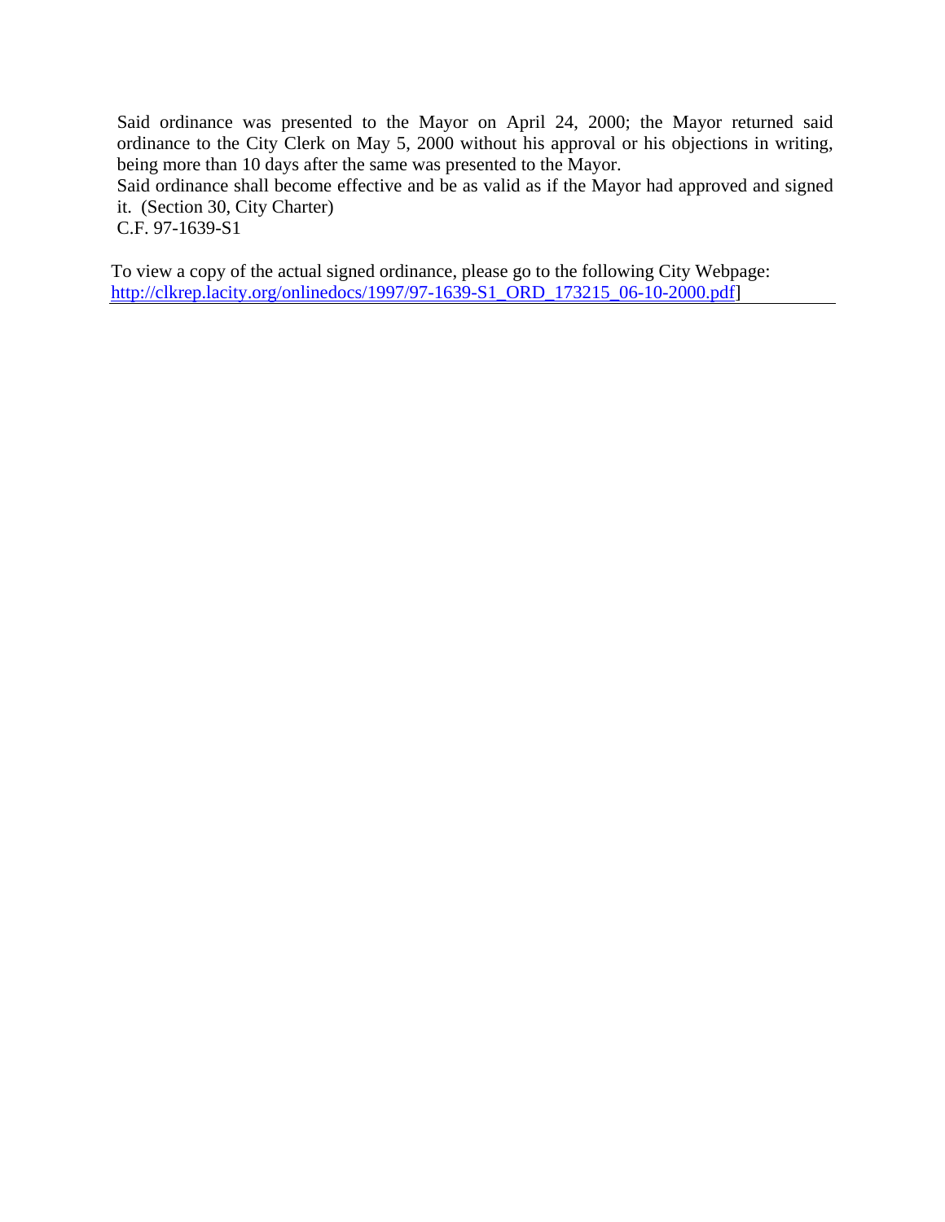Said ordinance was presented to the Mayor on April 24, 2000; the Mayor returned said ordinance to the City Clerk on May 5, 2000 without his approval or his objections in writing, being more than 10 days after the same was presented to the Mayor.
Said ordinance shall become effective and be as valid as if the Mayor had approved and signed it. (Section 30, City Charter)
C.F. 97-1639-S1

To view a copy of the actual signed ordinance, please go to the following City Webpage: [http://clkrep.lacity.org/onlinedocs/1997/97-1639-S1_ORD_173215_06-10-2000.pdf](http://clkrep.lacity.org/onlinedocs/1997/97-1639-S1_ORD_173215_06-10-2000.pdf)]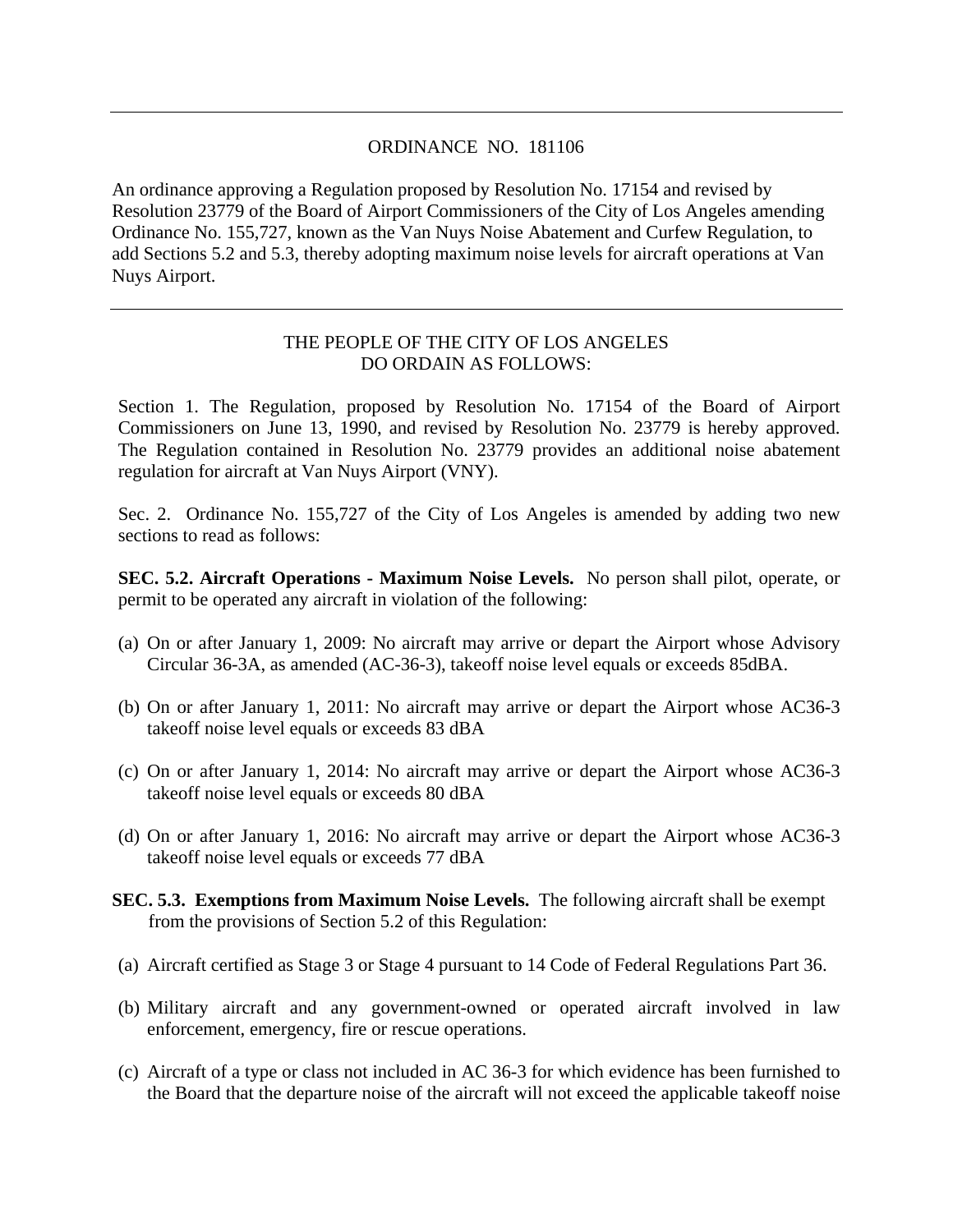---

ORDINANCE NO. 181106

An ordinance approving a Regulation proposed by Resolution No. 17154 and revised by Resolution 23779 of the Board of Airport Commissioners of the City of Los Angeles amending Ordinance No. 155,727, known as the Van Nuys Noise Abatement and Curfew Regulation, to add Sections 5.2 and 5.3, thereby adopting maximum noise levels for aircraft operations at Van Nuys Airport.

---

THE PEOPLE OF THE CITY OF LOS ANGELES
DO ORDAIN AS FOLLOWS:

Section 1. The Regulation, proposed by Resolution No. 17154 of the Board of Airport Commissioners on June 13, 1990, and revised by Resolution No. 23779 is hereby approved. The Regulation contained in Resolution No. 23779 provides an additional noise abatement regulation for aircraft at Van Nuys Airport (VNY).

Sec. 2. Ordinance No. 155,727 of the City of Los Angeles is amended by adding two new sections to read as follows:

**SEC. 5.2. Aircraft Operations - Maximum Noise Levels.** No person shall pilot, operate, or permit to be operated any aircraft in violation of the following:

(a) On or after January 1, 2009: No aircraft may arrive or depart the Airport whose Advisory Circular 36-3A, as amended (AC-36-3), takeoff noise level equals or exceeds 85dBA.

(b) On or after January 1, 2011: No aircraft may arrive or depart the Airport whose AC36-3 takeoff noise level equals or exceeds 83 dBA

(c) On or after January 1, 2014: No aircraft may arrive or depart the Airport whose AC36-3 takeoff noise level equals or exceeds 80 dBA

(d) On or after January 1, 2016: No aircraft may arrive or depart the Airport whose AC36-3 takeoff noise level equals or exceeds 77 dBA

**SEC. 5.3. Exemptions from Maximum Noise Levels.** The following aircraft shall be exempt from the provisions of Section 5.2 of this Regulation:

(a) Aircraft certified as Stage 3 or Stage 4 pursuant to 14 Code of Federal Regulations Part 36.

(b) Military aircraft and any government-owned or operated aircraft involved in law enforcement, emergency, fire or rescue operations.

(c) Aircraft of a type or class not included in AC 36-3 for which evidence has been furnished to the Board that the departure noise of the aircraft will not exceed the applicable takeoff noise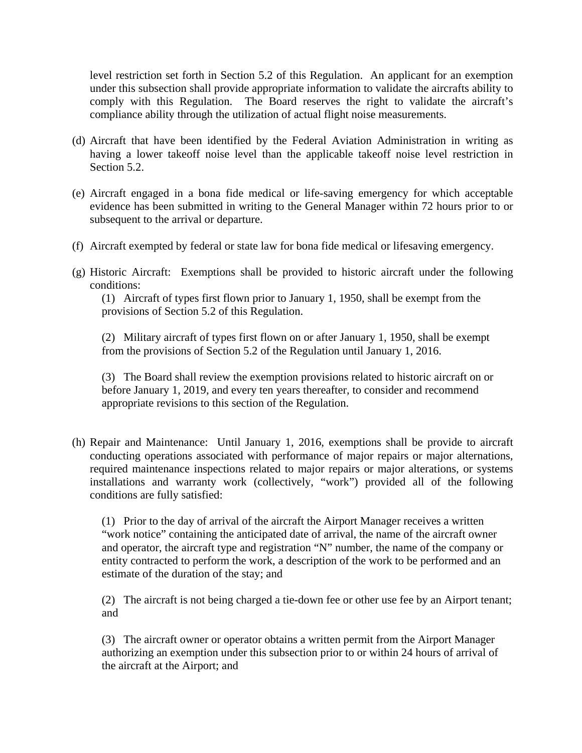level restriction set forth in Section 5.2 of this Regulation. An applicant for an exemption under this subsection shall provide appropriate information to validate the aircrafts ability to comply with this Regulation. The Board reserves the right to validate the aircraft's compliance ability through the utilization of actual flight noise measurements.

(d) Aircraft that have been identified by the Federal Aviation Administration in writing as having a lower takeoff noise level than the applicable takeoff noise level restriction in Section 5.2.

(e) Aircraft engaged in a bona fide medical or life-saving emergency for which acceptable evidence has been submitted in writing to the General Manager within 72 hours prior to or subsequent to the arrival or departure.

(f) Aircraft exempted by federal or state law for bona fide medical or lifesaving emergency.

(g) Historic Aircraft: Exemptions shall be provided to historic aircraft under the following conditions:

(1) Aircraft of types first flown prior to January 1, 1950, shall be exempt from the provisions of Section 5.2 of this Regulation.

(2) Military aircraft of types first flown on or after January 1, 1950, shall be exempt from the provisions of Section 5.2 of the Regulation until January 1, 2016.

(3) The Board shall review the exemption provisions related to historic aircraft on or before January 1, 2019, and every ten years thereafter, to consider and recommend appropriate revisions to this section of the Regulation.

(h) Repair and Maintenance: Until January 1, 2016, exemptions shall be provide to aircraft conducting operations associated with performance of major repairs or major alternations, required maintenance inspections related to major repairs or major alterations, or systems installations and warranty work (collectively, "work") provided all of the following conditions are fully satisfied:

(1) Prior to the day of arrival of the aircraft the Airport Manager receives a written "work notice" containing the anticipated date of arrival, the name of the aircraft owner and operator, the aircraft type and registration "N" number, the name of the company or entity contracted to perform the work, a description of the work to be performed and an estimate of the duration of the stay; and

(2) The aircraft is not being charged a tie-down fee or other use fee by an Airport tenant; and

(3) The aircraft owner or operator obtains a written permit from the Airport Manager authorizing an exemption under this subsection prior to or within 24 hours of arrival of the aircraft at the Airport; and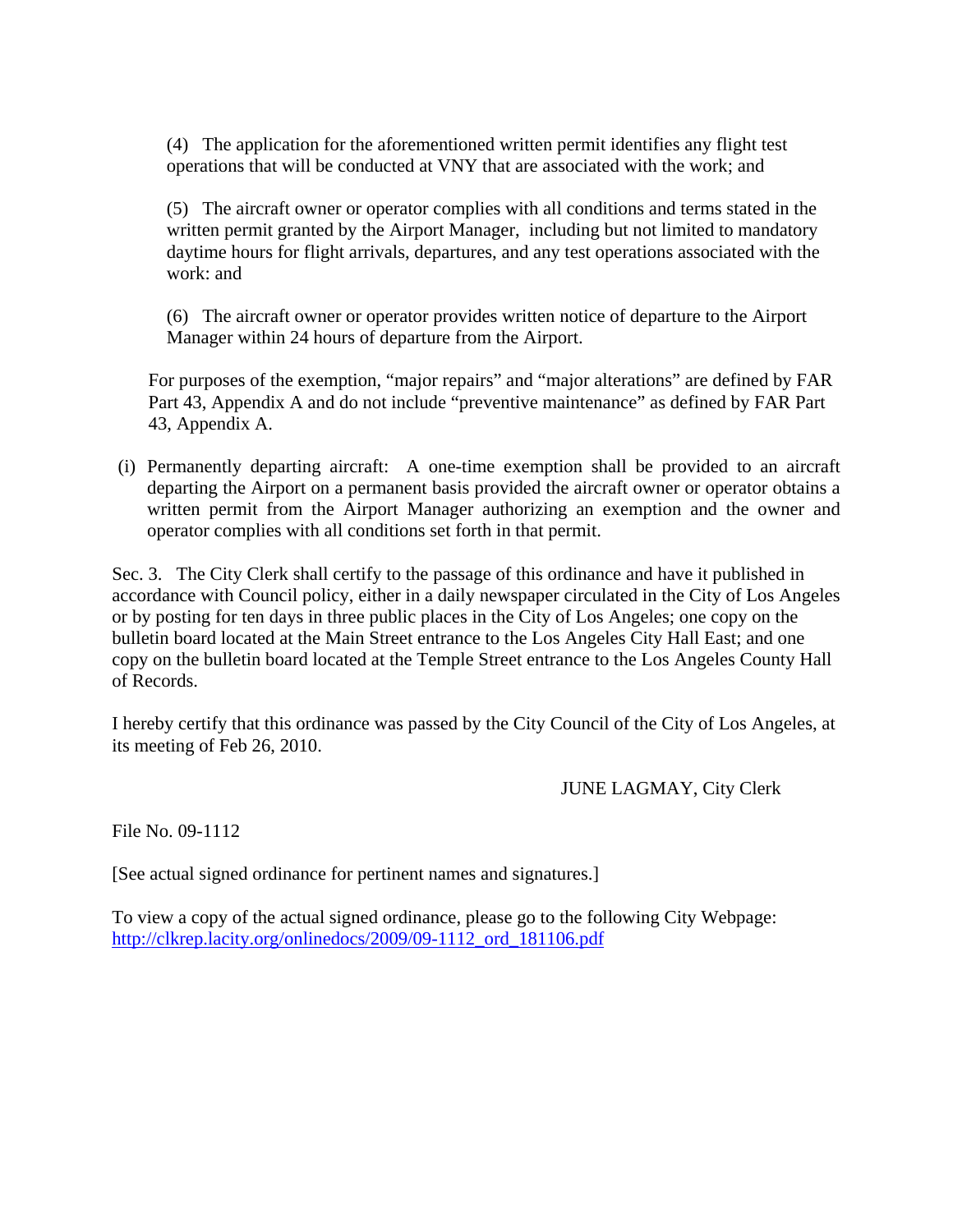(4) The application for the aforementioned written permit identifies any flight test operations that will be conducted at VNY that are associated with the work; and

(5) The aircraft owner or operator complies with all conditions and terms stated in the written permit granted by the Airport Manager, including but not limited to mandatory daytime hours for flight arrivals, departures, and any test operations associated with the work: and

(6) The aircraft owner or operator provides written notice of departure to the Airport Manager within 24 hours of departure from the Airport.

For purposes of the exemption, "major repairs" and "major alterations" are defined by FAR Part 43, Appendix A and do not include "preventive maintenance" as defined by FAR Part 43, Appendix A.

(i) Permanently departing aircraft: A one-time exemption shall be provided to an aircraft departing the Airport on a permanent basis provided the aircraft owner or operator obtains a written permit from the Airport Manager authorizing an exemption and the owner and operator complies with all conditions set forth in that permit.

Sec. 3. The City Clerk shall certify to the passage of this ordinance and have it published in accordance with Council policy, either in a daily newspaper circulated in the City of Los Angeles or by posting for ten days in three public places in the City of Los Angeles; one copy on the bulletin board located at the Main Street entrance to the Los Angeles City Hall East; and one copy on the bulletin board located at the Temple Street entrance to the Los Angeles County Hall of Records.

I hereby certify that this ordinance was passed by the City Council of the City of Los Angeles, at its meeting of Feb 26, 2010.

JUNE LAGMAY, City Clerk

File No. 09-1112

[See actual signed ordinance for pertinent names and signatures.]

To view a copy of the actual signed ordinance, please go to the following City Webpage:
http://clkrep.lacity.org/onlinedocs/2009/09-1112_ord_181106.pdf